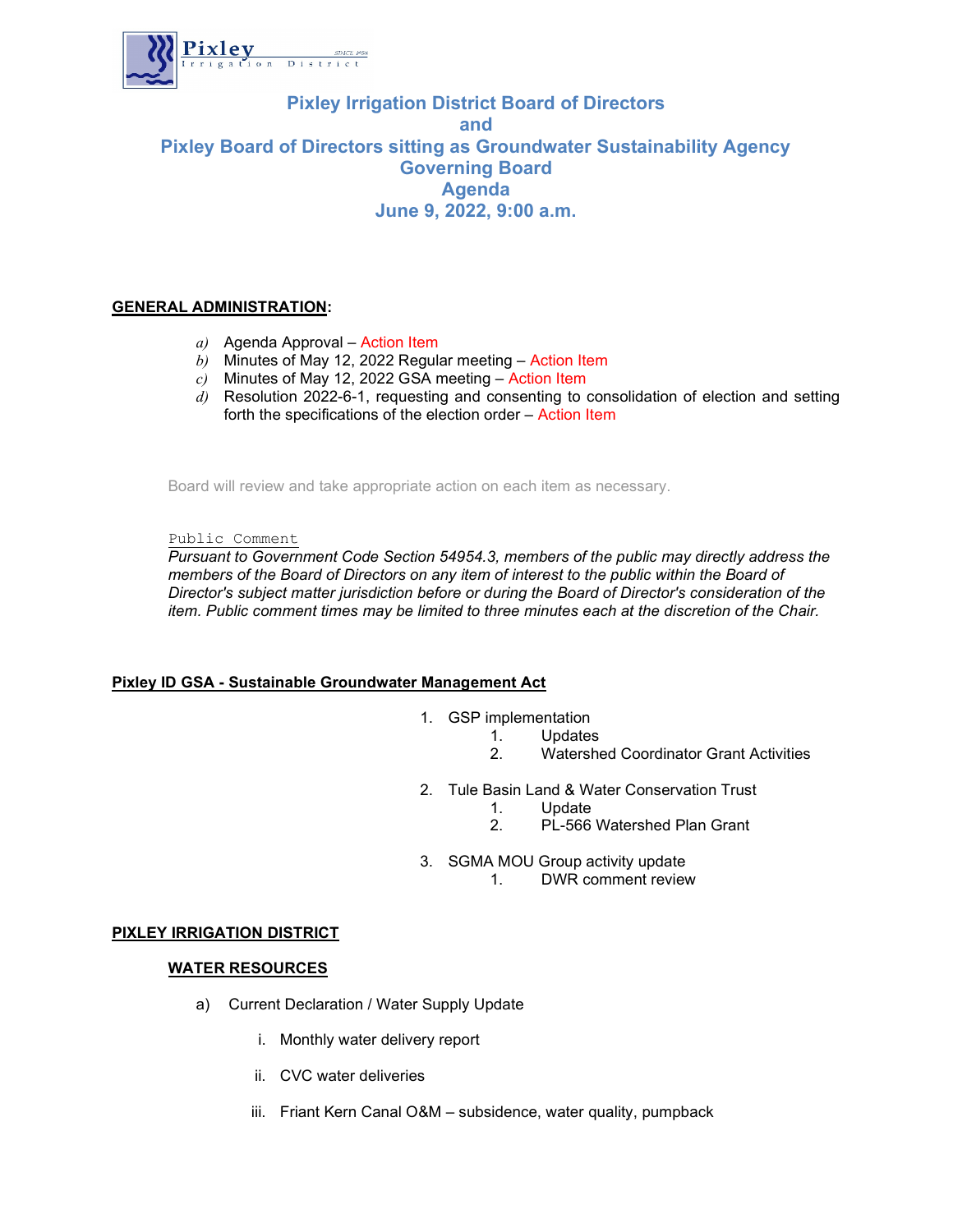Pixley Irrigation District SINCE 1958

# Pixley Irrigation District Board of Directors
# and
# Pixley Board of Directors sitting as Groundwater Sustainability Agency Governing Board
# Agenda
# June 9, 2022, 9:00 a.m.

**GENERAL ADMINISTRATION:**

a) Agenda Approval – Action Item
b) Minutes of May 12, 2022 Regular meeting – Action Item
c) Minutes of May 12, 2022 GSA meeting – Action Item
d) Resolution 2022-6-1, requesting and consenting to consolidation of election and setting forth the specifications of the election order – Action Item

Board will review and take appropriate action on each item as necessary.

Public Comment

*Pursuant to Government Code Section 54954.3, members of the public may directly address the members of the Board of Directors on any item of interest to the public within the Board of Director's subject matter jurisdiction before or during the Board of Director's consideration of the item. Public comment times may be limited to three minutes each at the discretion of the Chair.*

**Pixley ID GSA - Sustainable Groundwater Management Act**

1. GSP implementation
   1. Updates
   2. Watershed Coordinator Grant Activities
2. Tule Basin Land & Water Conservation Trust
   1. Update
   2. PL-566 Watershed Plan Grant
3. SGMA MOU Group activity update
   1. DWR comment review

**PIXLEY IRRIGATION DISTRICT**

**WATER RESOURCES**

a) Current Declaration / Water Supply Update
   i. Monthly water delivery report
   ii. CVC water deliveries
   iii. Friant Kern Canal O&M – subsidence, water quality, pumpback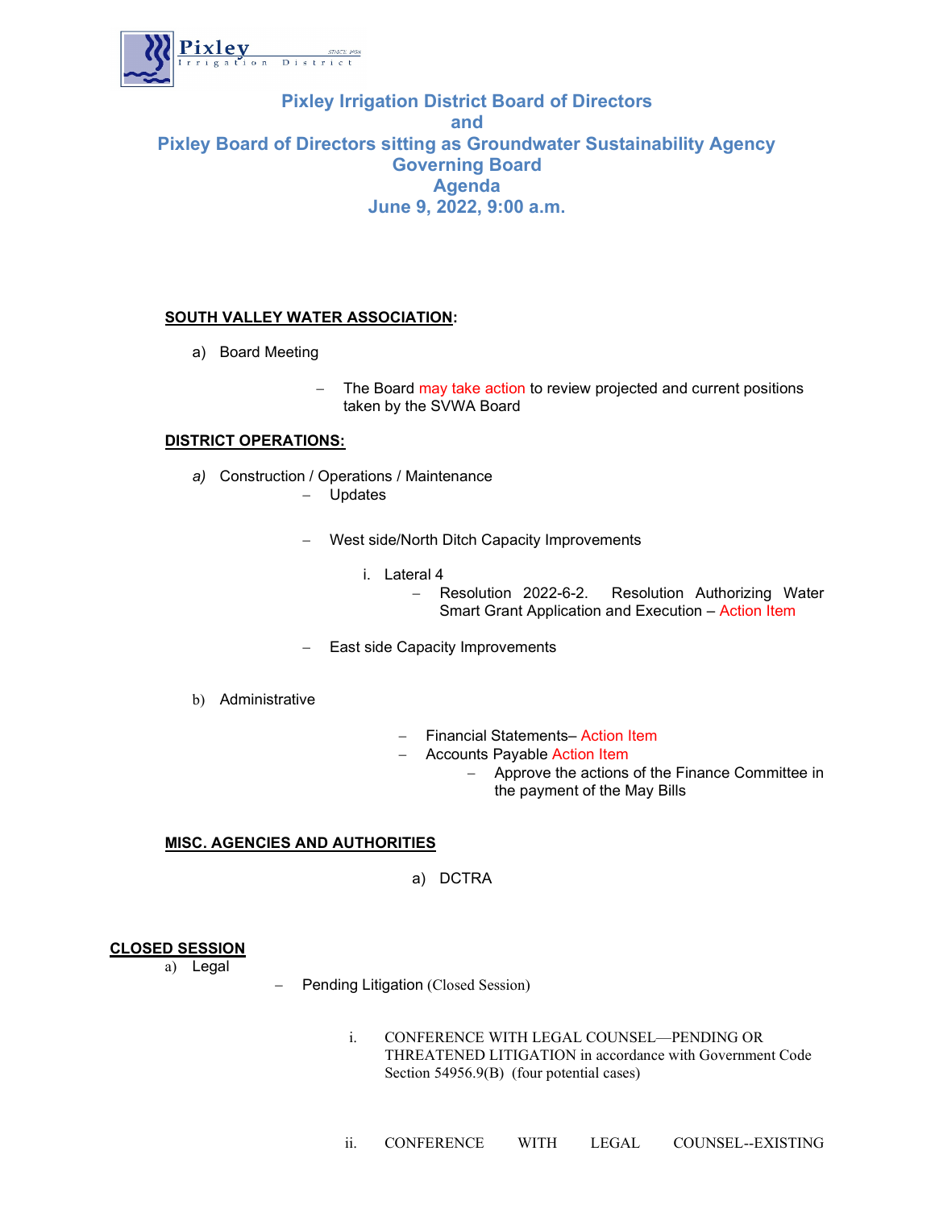Pixley Irrigation District

SINCE 1958

# Pixley Irrigation District Board of Directors
# and
# Pixley Board of Directors sitting as Groundwater Sustainability Agency Governing Board
# Agenda
# June 9, 2022, 9:00 a.m.

**SOUTH VALLEY WATER ASSOCIATION:**

a) Board Meeting

- The Board may take action to review projected and current positions taken by the SVWA Board

**DISTRICT OPERATIONS:**

*a)* Construction / Operations / Maintenance

- Updates
- West side/North Ditch Capacity Improvements
  - i. Lateral 4
    - Resolution 2022-6-2. Resolution Authorizing Water Smart Grant Application and Execution – Action Item
- East side Capacity Improvements

b) Administrative

- Financial Statements– Action Item
- Accounts Payable Action Item
  - Approve the actions of the Finance Committee in the payment of the May Bills

**MISC. AGENCIES AND AUTHORITIES**

a) DCTRA

**CLOSED SESSION**

a) Legal

- Pending Litigation (Closed Session)
  - i. CONFERENCE WITH LEGAL COUNSEL—PENDING OR THREATENED LITIGATION in accordance with Government Code Section 54956.9(B) (four potential cases)
  - ii. CONFERENCE WITH LEGAL COUNSEL--EXISTING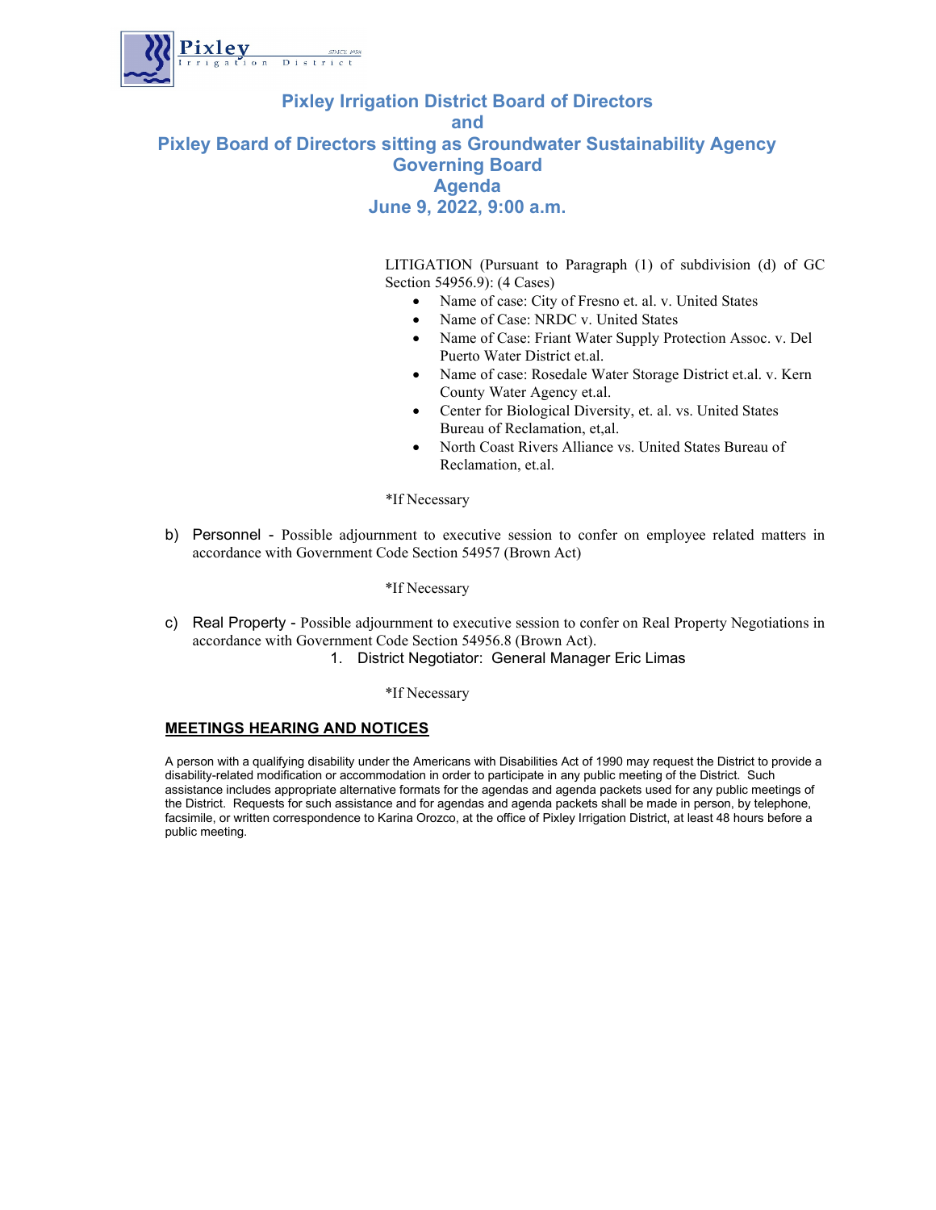# Pixley Irrigation District Board of Directors and Pixley Board of Directors sitting as Groundwater Sustainability Agency Governing Board Agenda

## June 9, 2022, 9:00 a.m.

LITIGATION (Pursuant to Paragraph (1) of subdivision (d) of GC Section 54956.9): (4 Cases)

- Name of case: City of Fresno et. al. v. United States
- Name of Case: NRDC v. United States
- Name of Case: Friant Water Supply Protection Assoc. v. Del Puerto Water District et.al.
- Name of case: Rosedale Water Storage District et.al. v. Kern County Water Agency et.al.
- Center for Biological Diversity, et. al. vs. United States Bureau of Reclamation, et,al.
- North Coast Rivers Alliance vs. United States Bureau of Reclamation, et.al.

*If Necessary

b) Personnel - Possible adjournment to executive session to confer on employee related matters in accordance with Government Code Section 54957 (Brown Act)

*If Necessary

c) Real Property - Possible adjournment to executive session to confer on Real Property Negotiations in accordance with Government Code Section 54956.8 (Brown Act).

1. District Negotiator: General Manager Eric Limas

*If Necessary

**MEETINGS HEARING AND NOTICES**

A person with a qualifying disability under the Americans with Disabilities Act of 1990 may request the District to provide a disability-related modification or accommodation in order to participate in any public meeting of the District. Such assistance includes appropriate alternative formats for the agendas and agenda packets used for any public meetings of the District. Requests for such assistance and for agendas and agenda packets shall be made in person, by telephone, facsimile, or written correspondence to Karina Orozco, at the office of Pixley Irrigation District, at least 48 hours before a public meeting.